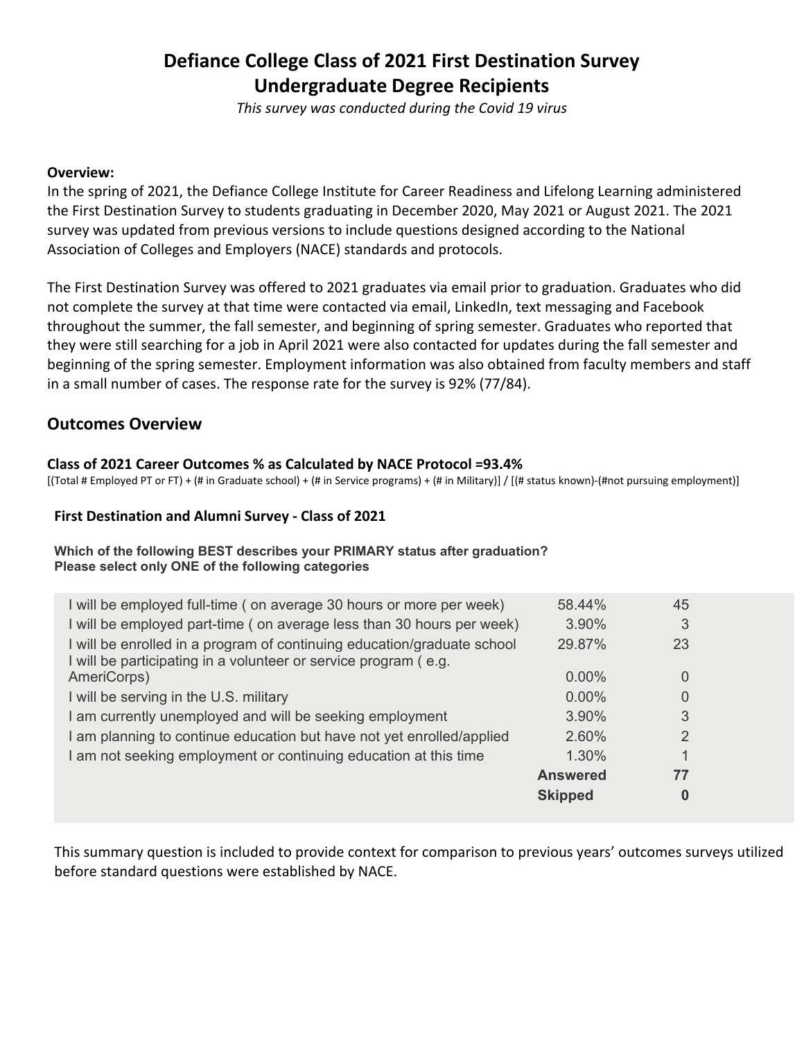# Defiance College Class of 2021 First Destination Survey
# Undergraduate Degree Recipients

*This survey was conducted during the Covid 19 virus*

**Overview:**

In the spring of 2021, the Defiance College Institute for Career Readiness and Lifelong Learning administered the First Destination Survey to students graduating in December 2020, May 2021 or August 2021. The 2021 survey was updated from previous versions to include questions designed according to the National Association of Colleges and Employers (NACE) standards and protocols.

The First Destination Survey was offered to 2021 graduates via email prior to graduation. Graduates who did not complete the survey at that time were contacted via email, LinkedIn, text messaging and Facebook throughout the summer, the fall semester, and beginning of spring semester. Graduates who reported that they were still searching for a job in April 2021 were also contacted for updates during the fall semester and beginning of the spring semester. Employment information was also obtained from faculty members and staff in a small number of cases. The response rate for the survey is 92% (77/84).

## Outcomes Overview

**Class of 2021 Career Outcomes % as Calculated by NACE Protocol =93.4%**

[(Total # Employed PT or FT) + (# in Graduate school) + (# in Service programs) + (# in Military)] / [(# status known)-(#not pursuing employment)]

**First Destination and Alumni Survey - Class of 2021**

**Which of the following BEST describes your PRIMARY status after graduation?**
**Please select only ONE of the following categories**

| | | |
|---|---|---|
| I will be employed full-time ( on average 30 hours or more per week) | 58.44% | 45 |
| I will be employed part-time ( on average less than 30 hours per week) | 3.90% | 3 |
| I will be enrolled in a program of continuing education/graduate school | 29.87% | 23 |
| I will be participating in a volunteer or service program ( e.g. AmeriCorps) | 0.00% | 0 |
| I will be serving in the U.S. military | 0.00% | 0 |
| I am currently unemployed and will be seeking employment | 3.90% | 3 |
| I am planning to continue education but have not yet enrolled/applied | 2.60% | 2 |
| I am not seeking employment or continuing education at this time | 1.30% | 1 |
| | **Answered** | **77** |
| | **Skipped** | **0** |

This summary question is included to provide context for comparison to previous years' outcomes surveys utilized before standard questions were established by NACE.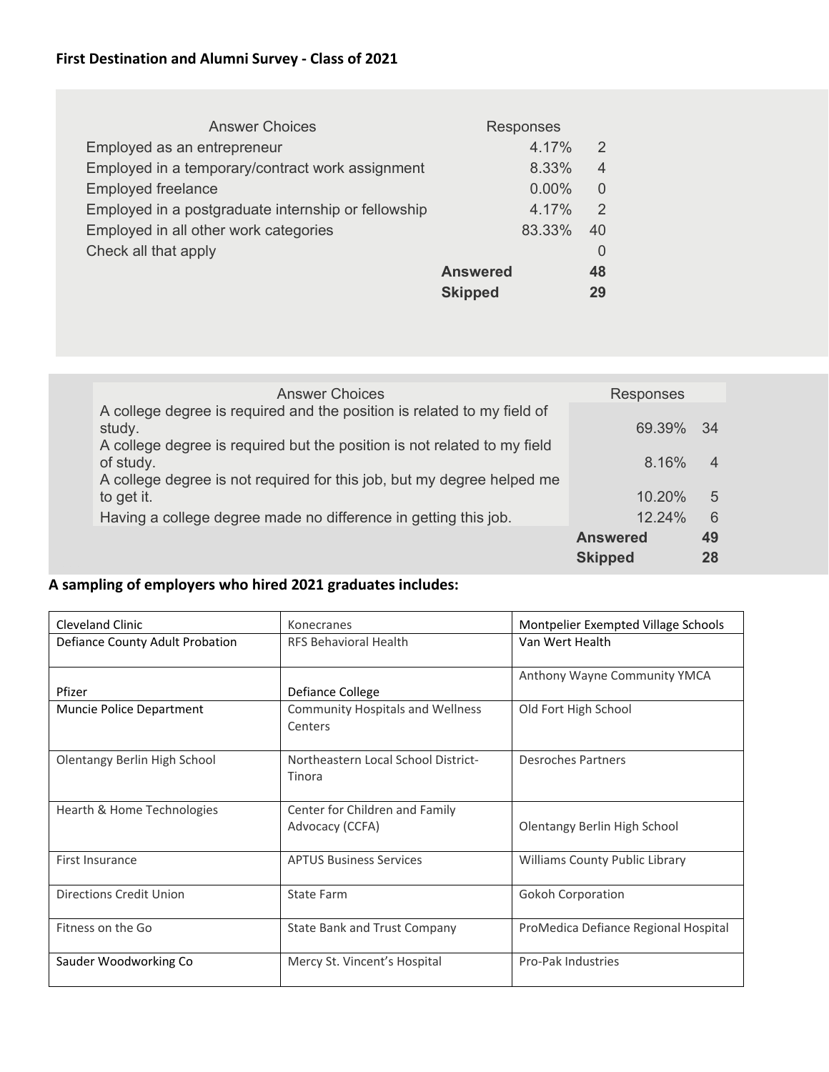**First Destination and Alumni Survey - Class of 2021**

| Answer Choices | Responses | |
|---|---|---|
| Employed as an entrepreneur | 4.17% | 2 |
| Employed in a temporary/contract work assignment | 8.33% | 4 |
| Employed freelance | 0.00% | 0 |
| Employed in a postgraduate internship or fellowship | 4.17% | 2 |
| Employed in all other work categories | 83.33% | 40 |
| Check all that apply | | 0 |
| | **Answered** | **48** |
| | **Skipped** | **29** |

| Answer Choices | Responses | |
|---|---|---|
| A college degree is required and the position is related to my field of study. | 69.39% | 34 |
| A college degree is required but the position is not related to my field of study. | 8.16% | 4 |
| A college degree is not required for this job, but my degree helped me to get it. | 10.20% | 5 |
| Having a college degree made no difference in getting this job. | 12.24% | 6 |
| | **Answered** | **49** |
| | **Skipped** | **28** |

**A sampling of employers who hired 2021 graduates includes:**

| | | |
|---|---|---|
| Cleveland Clinic | Konecranes | Montpelier Exempted Village Schools |
| Defiance County Adult Probation | RFS Behavioral Health | Van Wert Health |
| Pfizer | Defiance College | Anthony Wayne Community YMCA |
| Muncie Police Department | Community Hospitals and Wellness Centers | Old Fort High School |
| Olentangy Berlin High School | Northeastern Local School District-Tinora | Desroches Partners |
| Hearth & Home Technologies | Center for Children and Family Advocacy (CCFA) | Olentangy Berlin High School |
| First Insurance | APTUS Business Services | Williams County Public Library |
| Directions Credit Union | State Farm | Gokoh Corporation |
| Fitness on the Go | State Bank and Trust Company | ProMedica Defiance Regional Hospital |
| Sauder Woodworking Co | Mercy St. Vincent's Hospital | Pro-Pak Industries |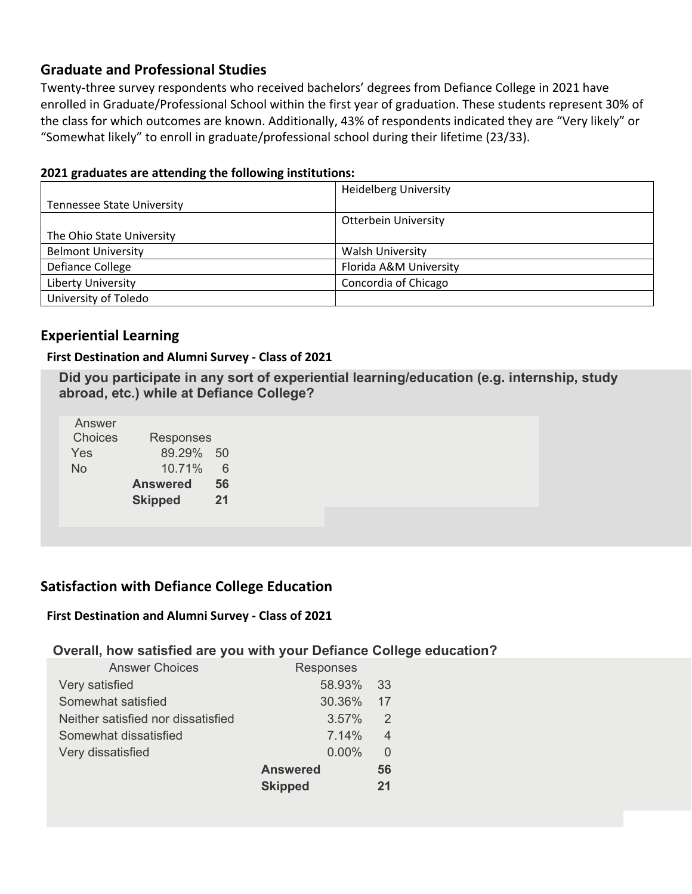## Graduate and Professional Studies

Twenty-three survey respondents who received bachelors' degrees from Defiance College in 2021 have enrolled in Graduate/Professional School within the first year of graduation. These students represent 30% of the class for which outcomes are known. Additionally, 43% of respondents indicated they are "Very likely" or "Somewhat likely" to enroll in graduate/professional school during their lifetime (23/33).

**2021 graduates are attending the following institutions:**

| | |
|---|---|
| Tennessee State University | Heidelberg University |
| The Ohio State University | Otterbein University |
| Belmont University | Walsh University |
| Defiance College | Florida A&M University |
| Liberty University | Concordia of Chicago |
| University of Toledo | |

## Experiential Learning

**First Destination and Alumni Survey - Class of 2021**

**Did you participate in any sort of experiential learning/education (e.g. internship, study abroad, etc.) while at Defiance College?**

| Answer Choices | Responses | |
|---|---|---|
| Yes | 89.29% | 50 |
| No | 10.71% | 6 |
| | **Answered** | **56** |
| | **Skipped** | **21** |

## Satisfaction with Defiance College Education

**First Destination and Alumni Survey - Class of 2021**

**Overall, how satisfied are you with your Defiance College education?**

| Answer Choices | Responses | |
|---|---|---|
| Very satisfied | 58.93% | 33 |
| Somewhat satisfied | 30.36% | 17 |
| Neither satisfied nor dissatisfied | 3.57% | 2 |
| Somewhat dissatisfied | 7.14% | 4 |
| Very dissatisfied | 0.00% | 0 |
| | **Answered** | **56** |
| | **Skipped** | **21** |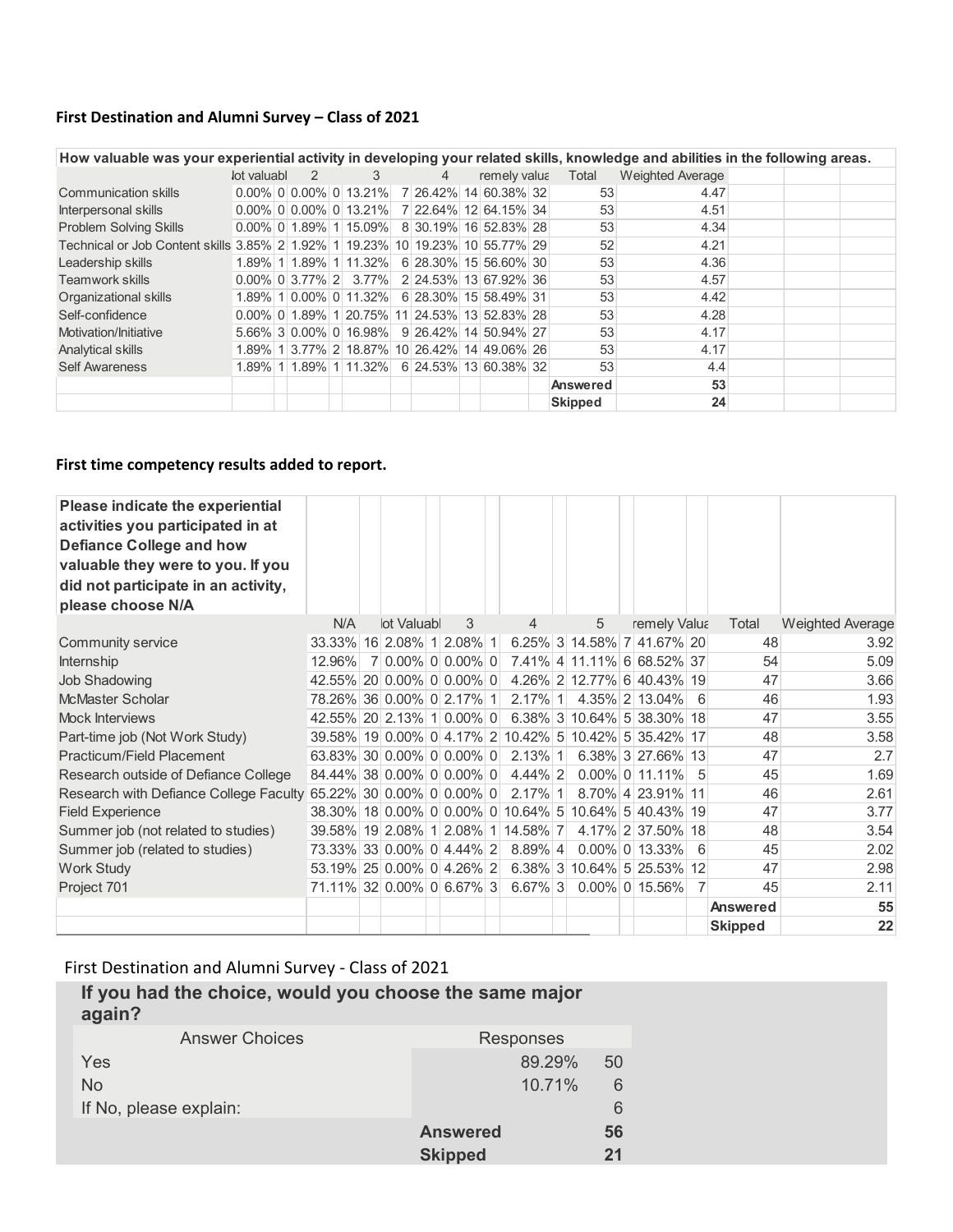**First Destination and Alumni Survey – Class of 2021**

| How valuable was your experiential activity in developing your related skills, knowledge and abilities in the following areas. | | | | | | | | | | | | |
|---|---|---|---|---|---|---|---|---|---|---|---|---|
| | lot valuabl | | 2 | | 3 | | 4 | | remely valua | | Total | Weighted Average |
| Communication skills | 0.00% | 0 | 0.00% | 0 | 13.21% | 7 | 26.42% | 14 | 60.38% | 32 | 53 | 4.47 |
| Interpersonal skills | 0.00% | 0 | 0.00% | 0 | 13.21% | 7 | 22.64% | 12 | 64.15% | 34 | 53 | 4.51 |
| Problem Solving Skills | 0.00% | 0 | 1.89% | 1 | 15.09% | 8 | 30.19% | 16 | 52.83% | 28 | 53 | 4.34 |
| Technical or Job Content skills | 3.85% | 2 | 1.92% | 1 | 19.23% | 10 | 19.23% | 10 | 55.77% | 29 | 52 | 4.21 |
| Leadership skills | 1.89% | 1 | 1.89% | 1 | 11.32% | 6 | 28.30% | 15 | 56.60% | 30 | 53 | 4.36 |
| Teamwork skills | 0.00% | 0 | 3.77% | 2 | 3.77% | 2 | 24.53% | 13 | 67.92% | 36 | 53 | 4.57 |
| Organizational skills | 1.89% | 1 | 0.00% | 0 | 11.32% | 6 | 28.30% | 15 | 58.49% | 31 | 53 | 4.42 |
| Self-confidence | 0.00% | 0 | 1.89% | 1 | 20.75% | 11 | 24.53% | 13 | 52.83% | 28 | 53 | 4.28 |
| Motivation/Initiative | 5.66% | 3 | 0.00% | 0 | 16.98% | 9 | 26.42% | 14 | 50.94% | 27 | 53 | 4.17 |
| Analytical skills | 1.89% | 1 | 3.77% | 2 | 18.87% | 10 | 26.42% | 14 | 49.06% | 26 | 53 | 4.17 |
| Self Awareness | 1.89% | 1 | 1.89% | 1 | 11.32% | 6 | 24.53% | 13 | 60.38% | 32 | 53 | 4.4 |
| | | | | | | | | | | | **Answered** | **53** |
| | | | | | | | | | | | **Skipped** | **24** |

**First time competency results added to report.**

| Please indicate the experiential activities you participated in at Defiance College and how valuable they were to you. If you did not participate in an activity, please choose N/A | | | | | | | | | | | | | | |
|---|---|---|---|---|---|---|---|---|---|---|---|---|---|---|
| | N/A | | lot Valuabl | | 3 | | 4 | | 5 | | remely Valua | | Total | Weighted Average |
| Community service | 33.33% | 16 | 2.08% | 1 | 2.08% | 1 | 6.25% | 3 | 14.58% | 7 | 41.67% | 20 | 48 | 3.92 |
| Internship | 12.96% | 7 | 0.00% | 0 | 0.00% | 0 | 7.41% | 4 | 11.11% | 6 | 68.52% | 37 | 54 | 5.09 |
| Job Shadowing | 42.55% | 20 | 0.00% | 0 | 0.00% | 0 | 4.26% | 2 | 12.77% | 6 | 40.43% | 19 | 47 | 3.66 |
| McMaster Scholar | 78.26% | 36 | 0.00% | 0 | 2.17% | 1 | 2.17% | 1 | 4.35% | 2 | 13.04% | 6 | 46 | 1.93 |
| Mock Interviews | 42.55% | 20 | 2.13% | 1 | 0.00% | 0 | 6.38% | 3 | 10.64% | 5 | 38.30% | 18 | 47 | 3.55 |
| Part-time job (Not Work Study) | 39.58% | 19 | 0.00% | 0 | 4.17% | 2 | 10.42% | 5 | 10.42% | 5 | 35.42% | 17 | 48 | 3.58 |
| Practicum/Field Placement | 63.83% | 30 | 0.00% | 0 | 0.00% | 0 | 2.13% | 1 | 6.38% | 3 | 27.66% | 13 | 47 | 2.7 |
| Research outside of Defiance College | 84.44% | 38 | 0.00% | 0 | 0.00% | 0 | 4.44% | 2 | 0.00% | 0 | 11.11% | 5 | 45 | 1.69 |
| Research with Defiance College Faculty | 65.22% | 30 | 0.00% | 0 | 0.00% | 0 | 2.17% | 1 | 8.70% | 4 | 23.91% | 11 | 46 | 2.61 |
| Field Experience | 38.30% | 18 | 0.00% | 0 | 0.00% | 0 | 10.64% | 5 | 10.64% | 5 | 40.43% | 19 | 47 | 3.77 |
| Summer job (not related to studies) | 39.58% | 19 | 2.08% | 1 | 2.08% | 1 | 14.58% | 7 | 4.17% | 2 | 37.50% | 18 | 48 | 3.54 |
| Summer job (related to studies) | 73.33% | 33 | 0.00% | 0 | 4.44% | 2 | 8.89% | 4 | 0.00% | 0 | 13.33% | 6 | 45 | 2.02 |
| Work Study | 53.19% | 25 | 0.00% | 0 | 4.26% | 2 | 6.38% | 3 | 10.64% | 5 | 25.53% | 12 | 47 | 2.98 |
| Project 701 | 71.11% | 32 | 0.00% | 0 | 6.67% | 3 | 6.67% | 3 | 0.00% | 0 | 15.56% | 7 | 45 | 2.11 |
| | | | | | | | | | | | | | **Answered** | **55** |
| | | | | | | | | | | | | | **Skipped** | **22** |

First Destination and Alumni Survey - Class of 2021

| If you had the choice, would you choose the same major again? | | |
|---|---|---|
| Answer Choices | Responses | |
| Yes | 89.29% | 50 |
| No | 10.71% | 6 |
| If No, please explain: | | 6 |
| | **Answered** | **56** |
| | **Skipped** | **21** |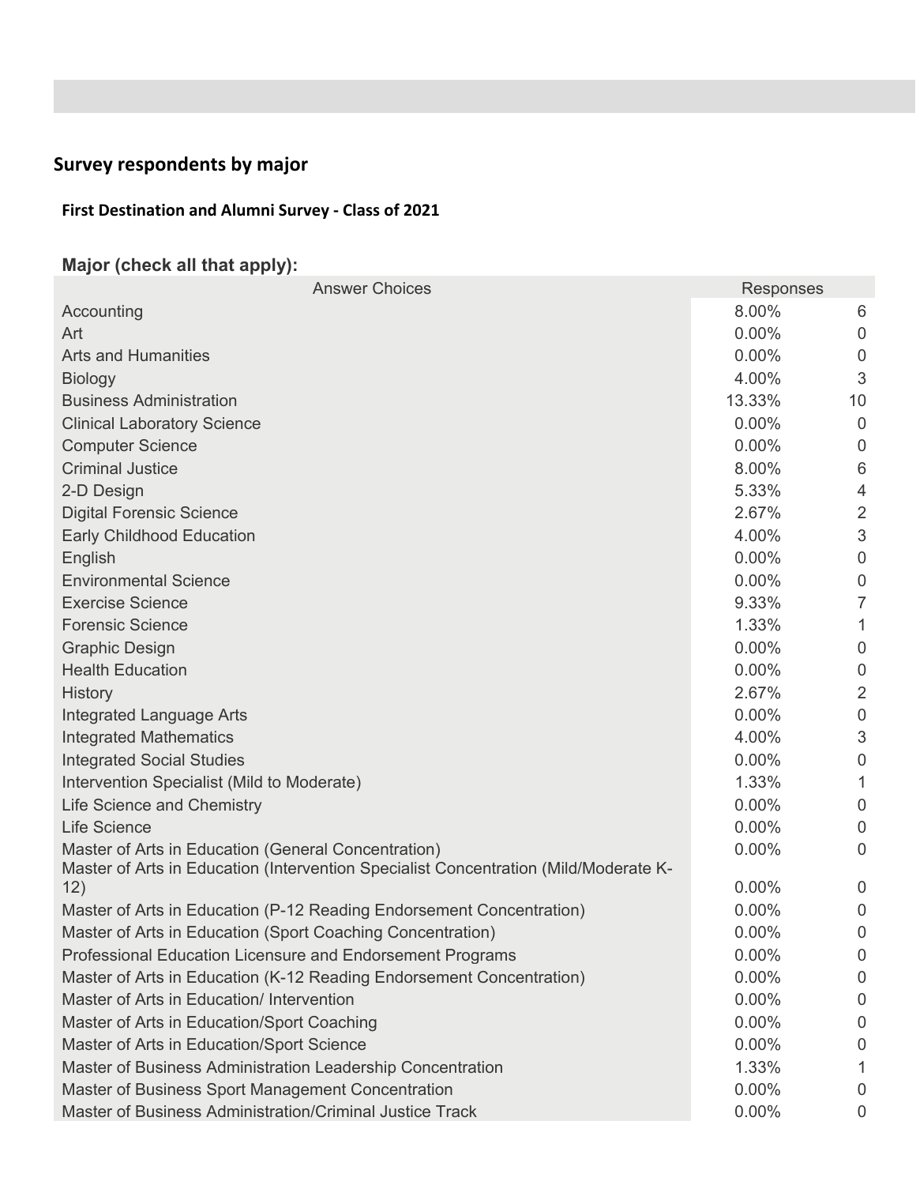## Survey respondents by major

### First Destination and Alumni Survey - Class of 2021

**Major (check all that apply):**

| Answer Choices | Responses | |
|---|---|---|
| Accounting | 8.00% | 6 |
| Art | 0.00% | 0 |
| Arts and Humanities | 0.00% | 0 |
| Biology | 4.00% | 3 |
| Business Administration | 13.33% | 10 |
| Clinical Laboratory Science | 0.00% | 0 |
| Computer Science | 0.00% | 0 |
| Criminal Justice | 8.00% | 6 |
| 2-D Design | 5.33% | 4 |
| Digital Forensic Science | 2.67% | 2 |
| Early Childhood Education | 4.00% | 3 |
| English | 0.00% | 0 |
| Environmental Science | 0.00% | 0 |
| Exercise Science | 9.33% | 7 |
| Forensic Science | 1.33% | 1 |
| Graphic Design | 0.00% | 0 |
| Health Education | 0.00% | 0 |
| History | 2.67% | 2 |
| Integrated Language Arts | 0.00% | 0 |
| Integrated Mathematics | 4.00% | 3 |
| Integrated Social Studies | 0.00% | 0 |
| Intervention Specialist (Mild to Moderate) | 1.33% | 1 |
| Life Science and Chemistry | 0.00% | 0 |
| Life Science | 0.00% | 0 |
| Master of Arts in Education (General Concentration) | 0.00% | 0 |
| Master of Arts in Education (Intervention Specialist Concentration (Mild/Moderate K-12) | 0.00% | 0 |
| Master of Arts in Education (P-12 Reading Endorsement Concentration) | 0.00% | 0 |
| Master of Arts in Education (Sport Coaching Concentration) | 0.00% | 0 |
| Professional Education Licensure and Endorsement Programs | 0.00% | 0 |
| Master of Arts in Education (K-12 Reading Endorsement Concentration) | 0.00% | 0 |
| Master of Arts in Education/ Intervention | 0.00% | 0 |
| Master of Arts in Education/Sport Coaching | 0.00% | 0 |
| Master of Arts in Education/Sport Science | 0.00% | 0 |
| Master of Business Administration Leadership Concentration | 1.33% | 1 |
| Master of Business Sport Management Concentration | 0.00% | 0 |
| Master of Business Administration/Criminal Justice Track | 0.00% | 0 |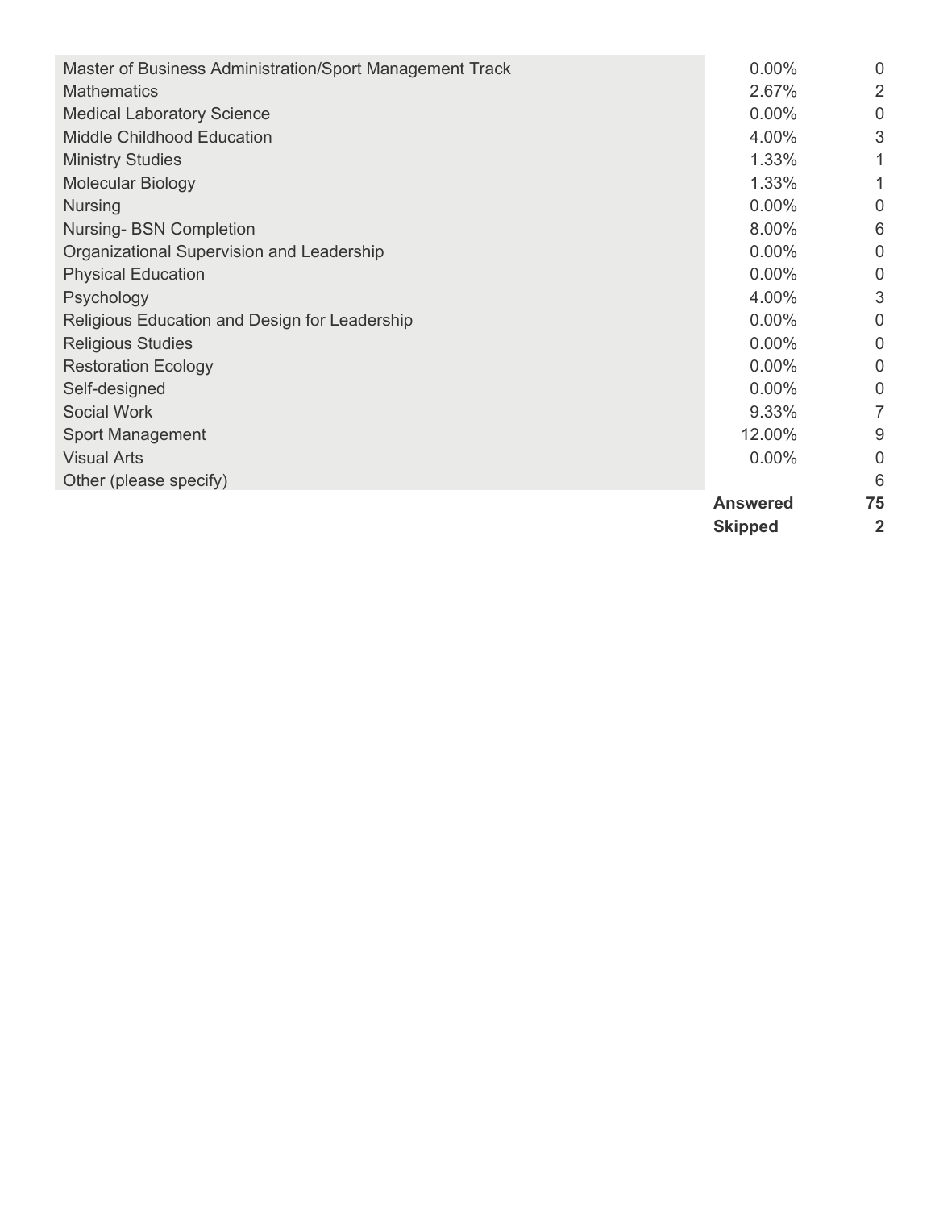| | | |
|---|---|---|
| Master of Business Administration/Sport Management Track | 0.00% | 0 |
| Mathematics | 2.67% | 2 |
| Medical Laboratory Science | 0.00% | 0 |
| Middle Childhood Education | 4.00% | 3 |
| Ministry Studies | 1.33% | 1 |
| Molecular Biology | 1.33% | 1 |
| Nursing | 0.00% | 0 |
| Nursing- BSN Completion | 8.00% | 6 |
| Organizational Supervision and Leadership | 0.00% | 0 |
| Physical Education | 0.00% | 0 |
| Psychology | 4.00% | 3 |
| Religious Education and Design for Leadership | 0.00% | 0 |
| Religious Studies | 0.00% | 0 |
| Restoration Ecology | 0.00% | 0 |
| Self-designed | 0.00% | 0 |
| Social Work | 9.33% | 7 |
| Sport Management | 12.00% | 9 |
| Visual Arts | 0.00% | 0 |
| Other (please specify) | | 6 |
| | **Answered** | **75** |
| | **Skipped** | **2** |